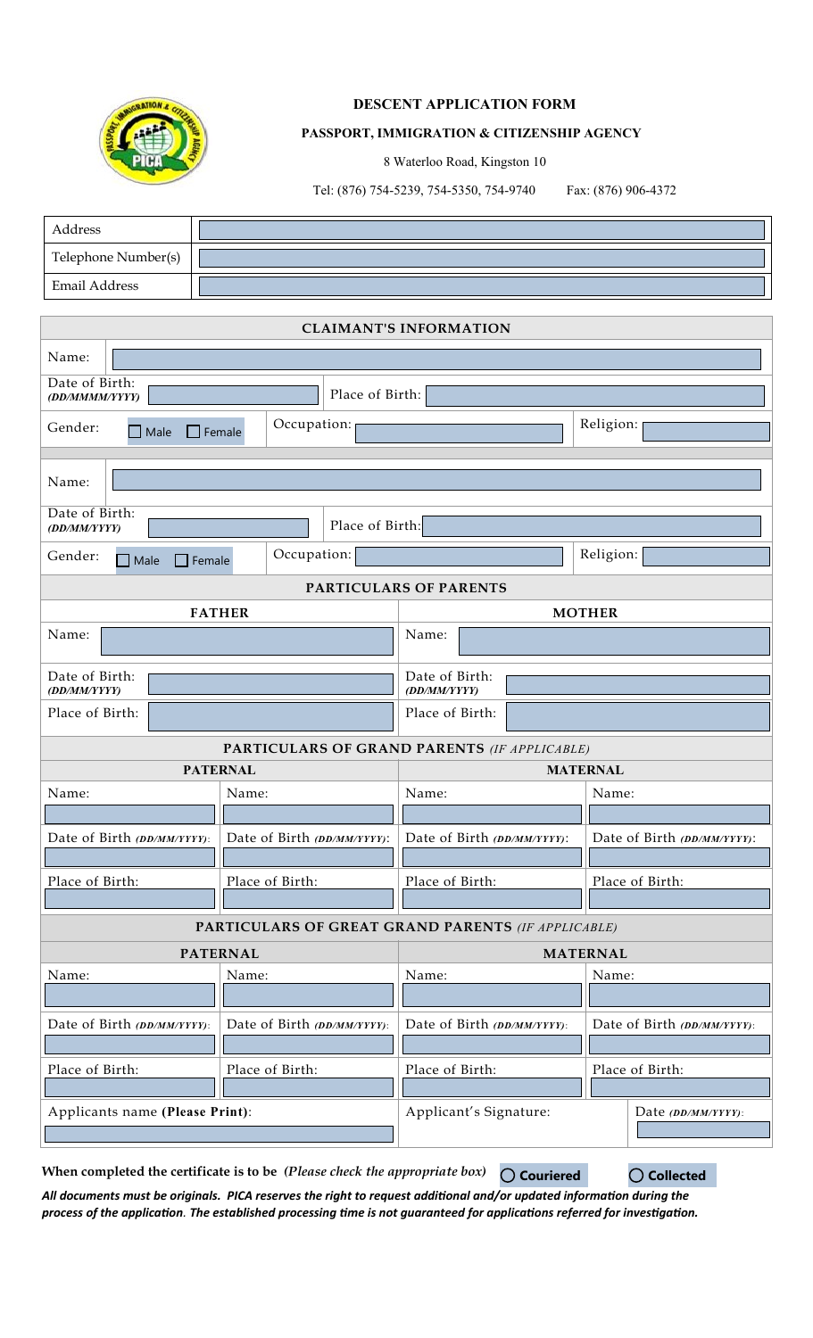# DESCENT APPLICATION FORM

## PASSPORT, IMMIGRATION & CITIZENSHIP AGENCY

8 Waterloo Road, Kingston 10

Tel: (876) 754-5239, 754-5350, 754-9740 Fax: (876) 906-4372

| | |
|---|---|
| Address | |
| Telephone Number(s) | |
| Email Address | |

| CLAIMANT'S INFORMATION | | | | | |
|---|---|---|---|---|---|
| Name: | | | | | |
| Date of Birth: **(DD/MMMM/YYYY)** | | Place of Birth: | | | |
| Gender: ☐ Male ☐ Female | | Occupation: | | Religion: | |
| Name: | | | | | |
| Date of Birth: **(DD/MM/YYYY)** | | Place of Birth: | | | |
| Gender: ☐ Male ☐ Female | | Occupation: | | Religion: | |

| PARTICULARS OF PARENTS | | | |
|---|---|---|---|
| **FATHER** | | **MOTHER** | |
| Name: | | Name: | |
| Date of Birth: **(DD/MM/YYYY)** | | Date of Birth: **(DD/MM/YYYY)** | |
| Place of Birth: | | Place of Birth: | |

| PARTICULARS OF GRAND PARENTS *(IF APPLICABLE)* | | | |
|---|---|---|---|
| **PATERNAL** | | **MATERNAL** | |
| Name: | Name: | Name: | Name: |
| Date of Birth *(DD/MM/YYYY)*: | Date of Birth *(DD/MM/YYYY)*: | Date of Birth *(DD/MM/YYYY)*: | Date of Birth *(DD/MM/YYYY)*: |
| Place of Birth: | Place of Birth: | Place of Birth: | Place of Birth: |

| PARTICULARS OF GREAT GRAND PARENTS *(IF APPLICABLE)* | | | |
|---|---|---|---|
| **PATERNAL** | | **MATERNAL** | |
| Name: | Name: | Name: | Name: |
| Date of Birth *(DD/MM/YYYY)*: | Date of Birth *(DD/MM/YYYY)*: | Date of Birth *(DD/MM/YYYY)*: | Date of Birth *(DD/MM/YYYY)*: |
| Place of Birth: | Place of Birth: | Place of Birth: | Place of Birth: |

| | | |
|---|---|---|
| Applicants name **(Please Print)**: | Applicant's Signature: | Date *(DD/MM/YYYY)*: |

**When completed the certificate is to be** ***(Please check the appropriate box)*** ○ **Couriered** ○ **Collected**

***All documents must be originals. PICA reserves the right to request additional and/or updated information during the process of the application. The established processing time is not guaranteed for applications referred for investigation.***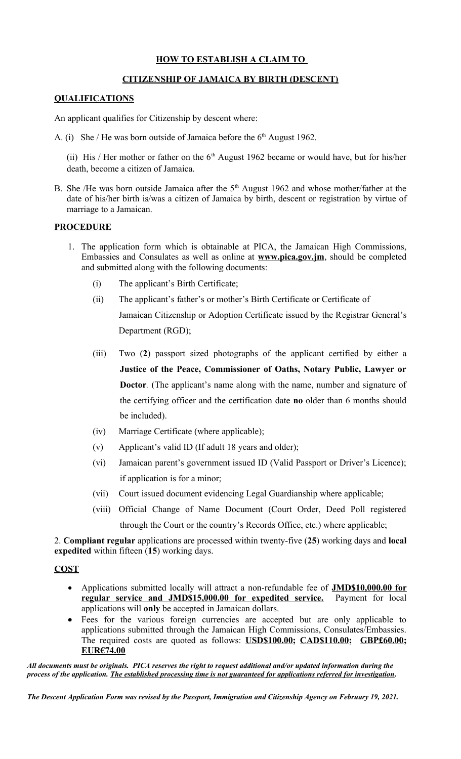## HOW TO ESTABLISH A CLAIM TO

## CITIZENSHIP OF JAMAICA BY BIRTH (DESCENT)

### QUALIFICATIONS

An applicant qualifies for Citizenship by descent where:

A. (i) She / He was born outside of Jamaica before the 6th August 1962.

(ii) His / Her mother or father on the 6th August 1962 became or would have, but for his/her death, become a citizen of Jamaica.

B. She /He was born outside Jamaica after the 5th August 1962 and whose mother/father at the date of his/her birth is/was a citizen of Jamaica by birth, descent or registration by virtue of marriage to a Jamaican.

### PROCEDURE

1. The application form which is obtainable at PICA, the Jamaican High Commissions, Embassies and Consulates as well as online at **www.pica.gov.jm**, should be completed and submitted along with the following documents:
   - (i) The applicant's Birth Certificate;
   - (ii) The applicant's father's or mother's Birth Certificate or Certificate of Jamaican Citizenship or Adoption Certificate issued by the Registrar General's Department (RGD);
   - (iii) Two (**2**) passport sized photographs of the applicant certified by either a **Justice of the Peace, Commissioner of Oaths, Notary Public, Lawyer or Doctor**. (The applicant's name along with the name, number and signature of the certifying officer and the certification date **no** older than 6 months should be included).
   - (iv) Marriage Certificate (where applicable);
   - (v) Applicant's valid ID (If adult 18 years and older);
   - (vi) Jamaican parent's government issued ID (Valid Passport or Driver's Licence); if application is for a minor;
   - (vii) Court issued document evidencing Legal Guardianship where applicable;
   - (viii) Official Change of Name Document (Court Order, Deed Poll registered through the Court or the country's Records Office, etc.) where applicable;

2. **Compliant regular** applications are processed within twenty-five (**25**) working days and **local expedited** within fifteen (**15**) working days.

### COST

- Applications submitted locally will attract a non-refundable fee of **JMD$10,000.00 for regular service and JMD$15,000.00 for expedited service.** Payment for local applications will **only** be accepted in Jamaican dollars.
- Fees for the various foreign currencies are accepted but are only applicable to applications submitted through the Jamaican High Commissions, Consulates/Embassies. The required costs are quoted as follows: **USD$100.00; CAD$110.00; GBP£60.00; EUR€74.00**

***All documents must be originals. PICA reserves the right to request additional and/or updated information during the process of the application. The established processing time is not guaranteed for applications referred for investigation.***

***The Descent Application Form was revised by the Passport, Immigration and Citizenship Agency on February 19, 2021.***